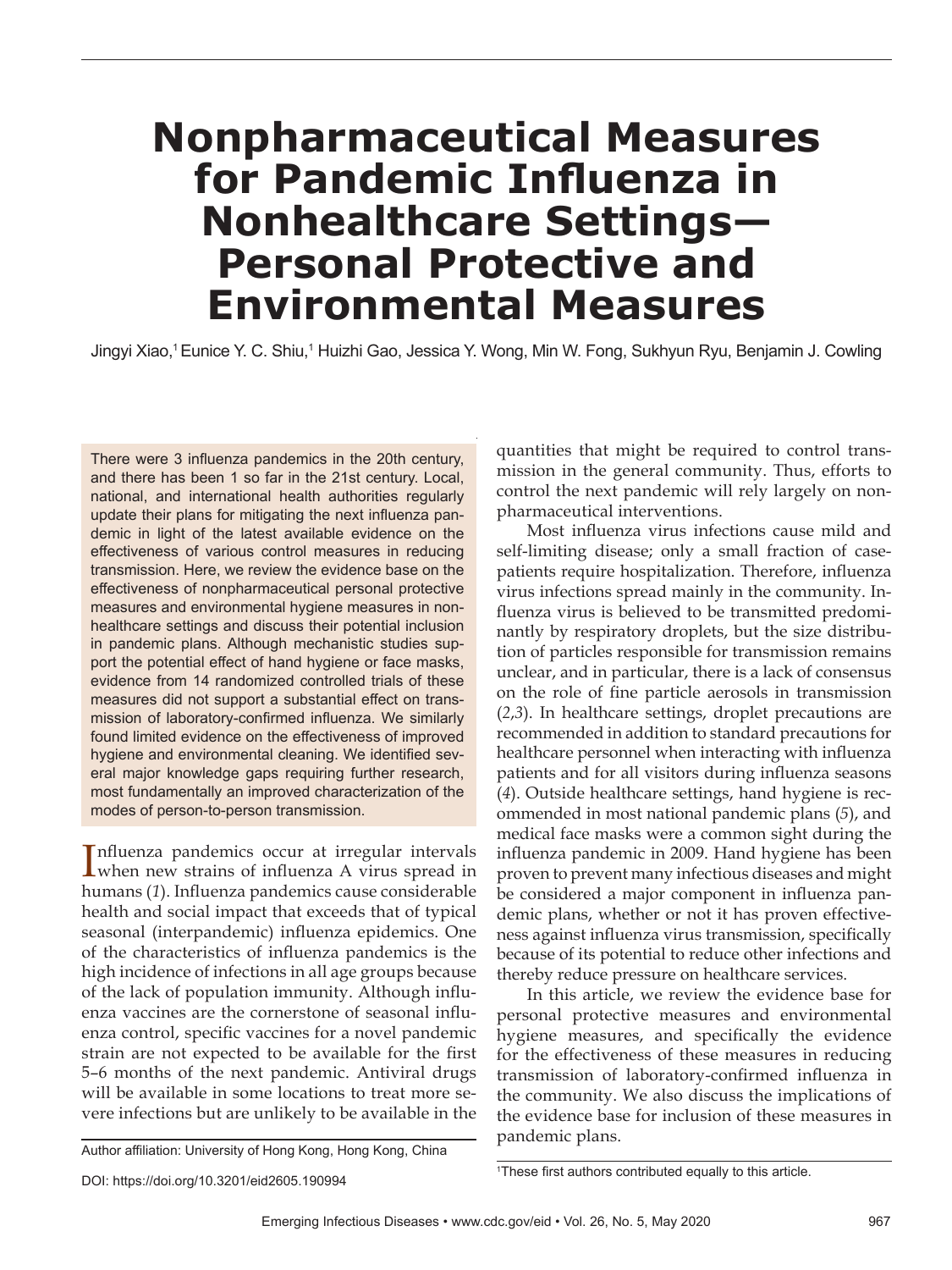# Nonpharmaceutical Measures for Pandemic Influenza in Nonhealthcare Settings—Personal Protective and Environmental Measures

Jingyi Xiao,[1] Eunice Y. C. Shiu,[1] Huizhi Gao, Jessica Y. Wong, Min W. Fong, Sukhyun Ryu, Benjamin J. Cowling

There were 3 influenza pandemics in the 20th century, and there has been 1 so far in the 21st century. Local, national, and international health authorities regularly update their plans for mitigating the next influenza pandemic in light of the latest available evidence on the effectiveness of various control measures in reducing transmission. Here, we review the evidence base on the effectiveness of nonpharmaceutical personal protective measures and environmental hygiene measures in nonhealthcare settings and discuss their potential inclusion in pandemic plans. Although mechanistic studies support the potential effect of hand hygiene or face masks, evidence from 14 randomized controlled trials of these measures did not support a substantial effect on transmission of laboratory-confirmed influenza. We similarly found limited evidence on the effectiveness of improved hygiene and environmental cleaning. We identified several major knowledge gaps requiring further research, most fundamentally an improved characterization of the modes of person-to-person transmission.

Influenza pandemics occur at irregular intervals when new strains of influenza A virus spread in humans (*1*). Influenza pandemics cause considerable health and social impact that exceeds that of typical seasonal (interpandemic) influenza epidemics. One of the characteristics of influenza pandemics is the high incidence of infections in all age groups because of the lack of population immunity. Although influenza vaccines are the cornerstone of seasonal influenza control, specific vaccines for a novel pandemic strain are not expected to be available for the first 5–6 months of the next pandemic. Antiviral drugs will be available in some locations to treat more severe infections but are unlikely to be available in the quantities that might be required to control transmission in the general community. Thus, efforts to control the next pandemic will rely largely on nonpharmaceutical interventions.

Most influenza virus infections cause mild and self-limiting disease; only a small fraction of case-patients require hospitalization. Therefore, influenza virus infections spread mainly in the community. Influenza virus is believed to be transmitted predominantly by respiratory droplets, but the size distribution of particles responsible for transmission remains unclear, and in particular, there is a lack of consensus on the role of fine particle aerosols in transmission (*2*,*3*). In healthcare settings, droplet precautions are recommended in addition to standard precautions for healthcare personnel when interacting with influenza patients and for all visitors during influenza seasons (*4*). Outside healthcare settings, hand hygiene is recommended in most national pandemic plans (*5*), and medical face masks were a common sight during the influenza pandemic in 2009. Hand hygiene has been proven to prevent many infectious diseases and might be considered a major component in influenza pandemic plans, whether or not it has proven effectiveness against influenza virus transmission, specifically because of its potential to reduce other infections and thereby reduce pressure on healthcare services.

In this article, we review the evidence base for personal protective measures and environmental hygiene measures, and specifically the evidence for the effectiveness of these measures in reducing transmission of laboratory-confirmed influenza in the community. We also discuss the implications of the evidence base for inclusion of these measures in pandemic plans.

Author affiliation: University of Hong Kong, Hong Kong, China

DOI: https://doi.org/10.3201/eid2605.190994

[1]These first authors contributed equally to this article.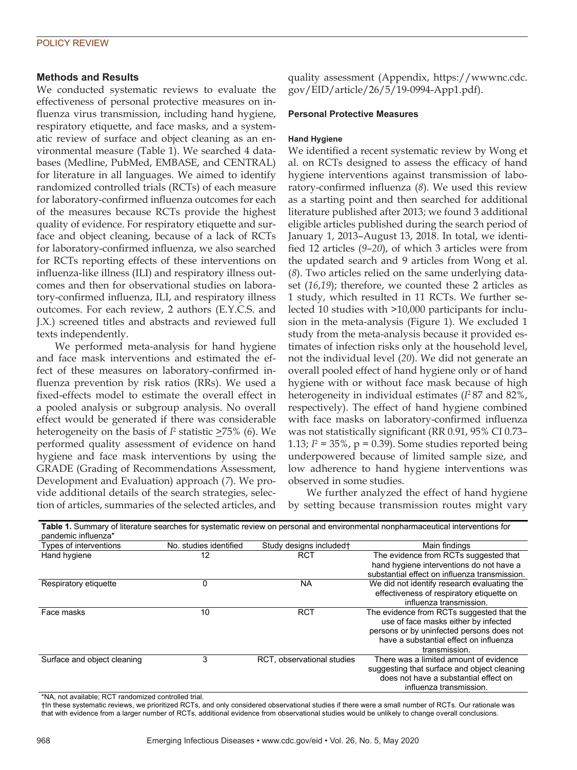## Methods and Results

We conducted systematic reviews to evaluate the effectiveness of personal protective measures on influenza virus transmission, including hand hygiene, respiratory etiquette, and face masks, and a systematic review of surface and object cleaning as an environmental measure (Table 1). We searched 4 databases (Medline, PubMed, EMBASE, and CENTRAL) for literature in all languages. We aimed to identify randomized controlled trials (RCTs) of each measure for laboratory-confirmed influenza outcomes for each of the measures because RCTs provide the highest quality of evidence. For respiratory etiquette and surface and object cleaning, because of a lack of RCTs for laboratory-confirmed influenza, we also searched for RCTs reporting effects of these interventions on influenza-like illness (ILI) and respiratory illness outcomes and then for observational studies on laboratory-confirmed influenza, ILI, and respiratory illness outcomes. For each review, 2 authors (E.Y.C.S. and J.X.) screened titles and abstracts and reviewed full texts independently.

We performed meta-analysis for hand hygiene and face mask interventions and estimated the effect of these measures on laboratory-confirmed influenza prevention by risk ratios (RRs). We used a fixed-effects model to estimate the overall effect in a pooled analysis or subgroup analysis. No overall effect would be generated if there was considerable heterogeneity on the basis of $I^2$ statistic $\geq$75% (*6*). We performed quality assessment of evidence on hand hygiene and face mask interventions by using the GRADE (Grading of Recommendations Assessment, Development and Evaluation) approach (*7*). We provide additional details of the search strategies, selection of articles, summaries of the selected articles, and quality assessment (Appendix, https://wwwnc.cdc.gov/EID/article/26/5/19-0994-App1.pdf).

### Personal Protective Measures

#### Hand Hygiene

We identified a recent systematic review by Wong et al. on RCTs designed to assess the efficacy of hand hygiene interventions against transmission of laboratory-confirmed influenza (*8*). We used this review as a starting point and then searched for additional literature published after 2013; we found 3 additional eligible articles published during the search period of January 1, 2013–August 13, 2018. In total, we identified 12 articles (*9*–*20*), of which 3 articles were from the updated search and 9 articles from Wong et al. (*8*). Two articles relied on the same underlying dataset (*16*,*19*); therefore, we counted these 2 articles as 1 study, which resulted in 11 RCTs. We further selected 10 studies with >10,000 participants for inclusion in the meta-analysis (Figure 1). We excluded 1 study from the meta-analysis because it provided estimates of infection risks only at the household level, not the individual level (*20*). We did not generate an overall pooled effect of hand hygiene only or of hand hygiene with or without face mask because of high heterogeneity in individual estimates ($I^2$ 87 and 82%, respectively). The effect of hand hygiene combined with face masks on laboratory-confirmed influenza was not statistically significant (RR 0.91, 95% CI 0.73–1.13; $I^2$ = 35%, p = 0.39). Some studies reported being underpowered because of limited sample size, and low adherence to hand hygiene interventions was observed in some studies.

We further analyzed the effect of hand hygiene by setting because transmission routes might vary

**Table 1.** Summary of literature searches for systematic review on personal and environmental nonpharmaceutical interventions for pandemic influenza*

| Types of interventions | No. studies identified | Study designs included† | Main findings |
|---|---|---|---|
| Hand hygiene | 12 | RCT | The evidence from RCTs suggested that hand hygiene interventions do not have a substantial effect on influenza transmission. |
| Respiratory etiquette | 0 | NA | We did not identify research evaluating the effectiveness of respiratory etiquette on influenza transmission. |
| Face masks | 10 | RCT | The evidence from RCTs suggested that the use of face masks either by infected persons or by uninfected persons does not have a substantial effect on influenza transmission. |
| Surface and object cleaning | 3 | RCT, observational studies | There was a limited amount of evidence suggesting that surface and object cleaning does not have a substantial effect on influenza transmission. |

*NA, not available; RCT randomized controlled trial.
†In these systematic reviews, we prioritized RCTs, and only considered observational studies if there were a small number of RCTs. Our rationale was that with evidence from a larger number of RCTs, additional evidence from observational studies would be unlikely to change overall conclusions.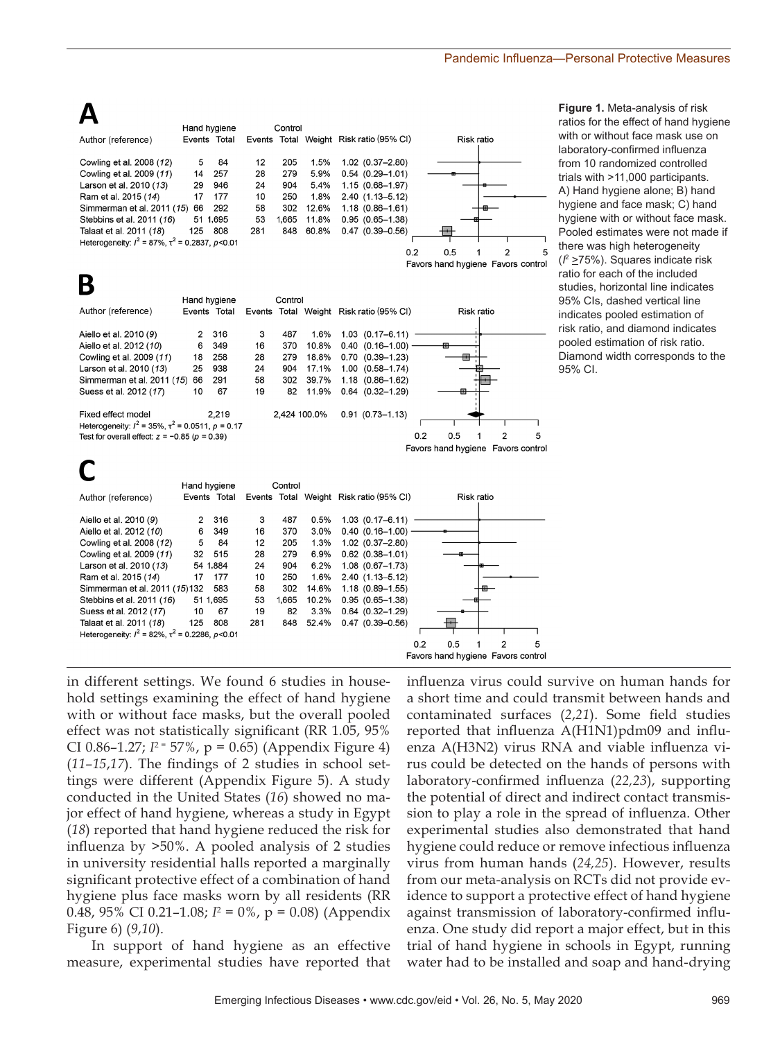**A**

| Author (reference) | Hand hygiene Events | Hand hygiene Total | Control Events | Control Total | Weight | Risk ratio (95% CI) |
|---|---|---|---|---|---|---|
| Cowling et al. 2008 (*12*) | 5 | 84 | 12 | 205 | 1.5% | 1.02 (0.37–2.80) |
| Cowling et al. 2009 (*11*) | 14 | 257 | 28 | 279 | 5.9% | 0.54 (0.29–1.01) |
| Larson et al. 2010 (*13*) | 29 | 946 | 24 | 904 | 5.4% | 1.15 (0.68–1.97) |
| Ram et al. 2015 (*14*) | 17 | 177 | 10 | 250 | 1.8% | 2.40 (1.13–5.12) |
| Simmerman et al. 2011 (*15*) | 66 | 292 | 58 | 302 | 12.6% | 1.18 (0.86–1.61) |
| Stebbins et al. 2011 (*16*) | 51 | 1,695 | 53 | 1,665 | 11.8% | 0.95 (0.65–1.38) |
| Talaat et al. 2011 (*18*) | 125 | 808 | 281 | 848 | 60.8% | 0.47 (0.39–0.56) |

Heterogeneity: $I^2$ = 87%, $\tau^2$ = 0.2837, $p$<0.01

Favors hand hygiene / Favors control

**B**

| Author (reference) | Hand hygiene Events | Hand hygiene Total | Control Events | Control Total | Weight | Risk ratio (95% CI) |
|---|---|---|---|---|---|---|
| Aiello et al. 2010 (*9*) | 2 | 316 | 3 | 487 | 1.6% | 1.03 (0.17–6.11) |
| Aiello et al. 2012 (*10*) | 6 | 349 | 16 | 370 | 10.8% | 0.40 (0.16–1.00) |
| Cowling et al. 2009 (*11*) | 18 | 258 | 28 | 279 | 18.8% | 0.70 (0.39–1.23) |
| Larson et al. 2010 (*13*) | 25 | 938 | 24 | 904 | 17.1% | 1.00 (0.58–1.74) |
| Simmerman et al. 2011 (*15*) | 66 | 291 | 58 | 302 | 39.7% | 1.18 (0.86–1.62) |
| Suess et al. 2012 (*17*) | 10 | 67 | 19 | 82 | 11.9% | 0.64 (0.32–1.29) |
| Fixed effect model | | 2,219 | | 2,424 | 100.0% | 0.91 (0.73–1.13) |

Heterogeneity: $I^2$ = 35%, $\tau^2$ = 0.0511, $p$ = 0.17
Test for overall effect: $z$ = −0.85 ($p$ = 0.39)

Favors hand hygiene / Favors control

**C**

| Author (reference) | Hand hygiene Events | Hand hygiene Total | Control Events | Control Total | Weight | Risk ratio (95% CI) |
|---|---|---|---|---|---|---|
| Aiello et al. 2010 (*9*) | 2 | 316 | 3 | 487 | 0.5% | 1.03 (0.17–6.11) |
| Aiello et al. 2012 (*10*) | 6 | 349 | 16 | 370 | 3.0% | 0.40 (0.16–1.00) |
| Cowling et al. 2008 (*12*) | 5 | 84 | 12 | 205 | 1.3% | 1.02 (0.37–2.80) |
| Cowling et al. 2009 (*11*) | 32 | 515 | 28 | 279 | 6.9% | 0.62 (0.38–1.01) |
| Larson et al. 2010 (*13*) | 54 | 1,884 | 24 | 904 | 6.2% | 1.08 (0.67–1.73) |
| Ram et al. 2015 (*14*) | 17 | 177 | 10 | 250 | 1.6% | 2.40 (1.13–5.12) |
| Simmerman et al. 2011 (*15*) | 132 | 583 | 58 | 302 | 14.6% | 1.18 (0.89–1.55) |
| Stebbins et al. 2011 (*16*) | 51 | 1,695 | 53 | 1,665 | 10.2% | 0.95 (0.65–1.38) |
| Suess et al. 2012 (*17*) | 10 | 67 | 19 | 82 | 3.3% | 0.64 (0.32–1.29) |
| Talaat et al. 2011 (*18*) | 125 | 808 | 281 | 848 | 52.4% | 0.47 (0.39–0.56) |

Heterogeneity: $I^2$ = 82%, $\tau^2$ = 0.2286, $p$<0.01

Favors hand hygiene / Favors control

**Figure 1.** Meta-analysis of risk ratios for the effect of hand hygiene with or without face mask use on laboratory-confirmed influenza from 10 randomized controlled trials with >11,000 participants. A) Hand hygiene alone; B) hand hygiene and face mask; C) hand hygiene with or without face mask. Pooled estimates were not made if there was high heterogeneity ($I^2$ ≥75%). Squares indicate risk ratio for each of the included studies, horizontal line indicates 95% CIs, dashed vertical line indicates pooled estimation of risk ratio, and diamond indicates pooled estimation of risk ratio. Diamond width corresponds to the 95% CI.

in different settings. We found 6 studies in household settings examining the effect of hand hygiene with or without face masks, but the overall pooled effect was not statistically significant (RR 1.05, 95% CI 0.86–1.27; $I^2$ = 57%, p = 0.65) (Appendix Figure 4) (*11*–*15*,*17*). The findings of 2 studies in school settings were different (Appendix Figure 5). A study conducted in the United States (*16*) showed no major effect of hand hygiene, whereas a study in Egypt (*18*) reported that hand hygiene reduced the risk for influenza by >50%. A pooled analysis of 2 studies in university residential halls reported a marginally significant protective effect of a combination of hand hygiene plus face masks worn by all residents (RR 0.48, 95% CI 0.21–1.08; $I^2$ = 0%, p = 0.08) (Appendix Figure 6) (*9*,*10*).

In support of hand hygiene as an effective measure, experimental studies have reported that influenza virus could survive on human hands for a short time and could transmit between hands and contaminated surfaces (*2*,*21*). Some field studies reported that influenza A(H1N1)pdm09 and influenza A(H3N2) virus RNA and viable influenza virus could be detected on the hands of persons with laboratory-confirmed influenza (*22*,*23*), supporting the potential of direct and indirect contact transmission to play a role in the spread of influenza. Other experimental studies also demonstrated that hand hygiene could reduce or remove infectious influenza virus from human hands (*24*,*25*). However, results from our meta-analysis on RCTs did not provide evidence to support a protective effect of hand hygiene against transmission of laboratory-confirmed influenza. One study did report a major effect, but in this trial of hand hygiene in schools in Egypt, running water had to be installed and soap and hand-drying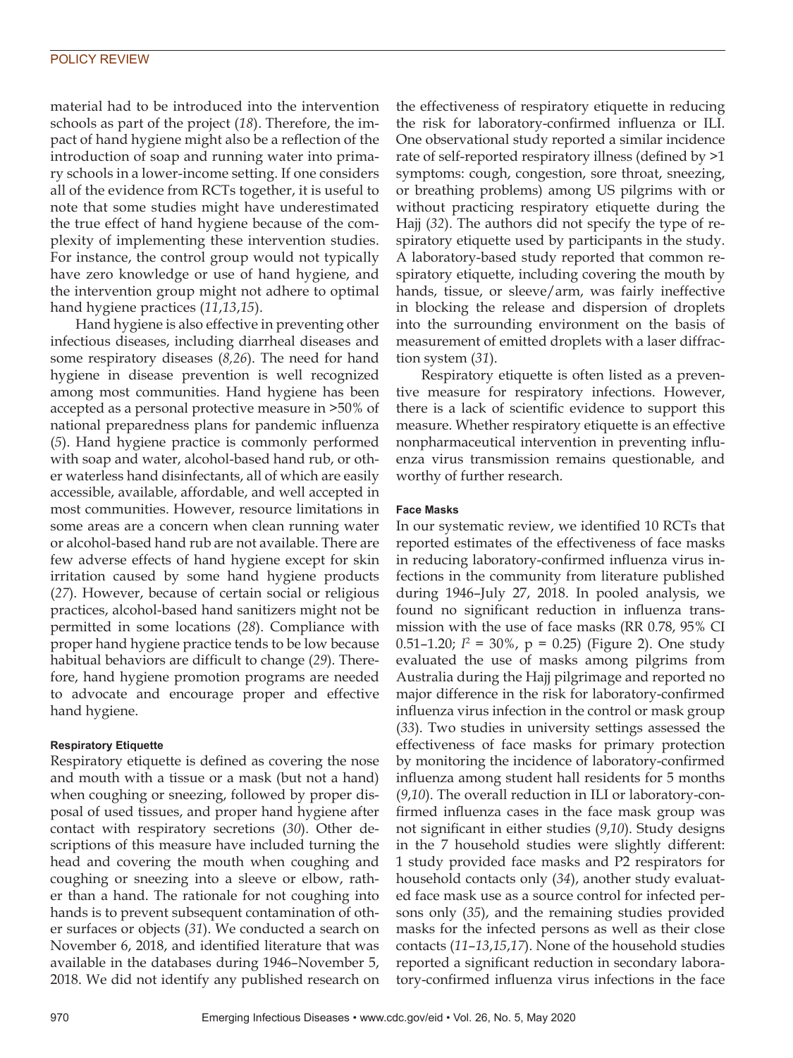material had to be introduced into the intervention schools as part of the project (*18*). Therefore, the impact of hand hygiene might also be a reflection of the introduction of soap and running water into primary schools in a lower-income setting. If one considers all of the evidence from RCTs together, it is useful to note that some studies might have underestimated the true effect of hand hygiene because of the complexity of implementing these intervention studies. For instance, the control group would not typically have zero knowledge or use of hand hygiene, and the intervention group might not adhere to optimal hand hygiene practices (*11*,*13*,*15*).

Hand hygiene is also effective in preventing other infectious diseases, including diarrheal diseases and some respiratory diseases (*8*,*26*). The need for hand hygiene in disease prevention is well recognized among most communities. Hand hygiene has been accepted as a personal protective measure in >50% of national preparedness plans for pandemic influenza (*5*). Hand hygiene practice is commonly performed with soap and water, alcohol-based hand rub, or other waterless hand disinfectants, all of which are easily accessible, available, affordable, and well accepted in most communities. However, resource limitations in some areas are a concern when clean running water or alcohol-based hand rub are not available. There are few adverse effects of hand hygiene except for skin irritation caused by some hand hygiene products (*27*). However, because of certain social or religious practices, alcohol-based hand sanitizers might not be permitted in some locations (*28*). Compliance with proper hand hygiene practice tends to be low because habitual behaviors are difficult to change (*29*). Therefore, hand hygiene promotion programs are needed to advocate and encourage proper and effective hand hygiene.

#### Respiratory Etiquette

Respiratory etiquette is defined as covering the nose and mouth with a tissue or a mask (but not a hand) when coughing or sneezing, followed by proper disposal of used tissues, and proper hand hygiene after contact with respiratory secretions (*30*). Other descriptions of this measure have included turning the head and covering the mouth when coughing and coughing or sneezing into a sleeve or elbow, rather than a hand. The rationale for not coughing into hands is to prevent subsequent contamination of other surfaces or objects (*31*). We conducted a search on November 6, 2018, and identified literature that was available in the databases during 1946–November 5, 2018. We did not identify any published research on the effectiveness of respiratory etiquette in reducing the risk for laboratory-confirmed influenza or ILI. One observational study reported a similar incidence rate of self-reported respiratory illness (defined by >1 symptoms: cough, congestion, sore throat, sneezing, or breathing problems) among US pilgrims with or without practicing respiratory etiquette during the Hajj (*32*). The authors did not specify the type of respiratory etiquette used by participants in the study. A laboratory-based study reported that common respiratory etiquette, including covering the mouth by hands, tissue, or sleeve/arm, was fairly ineffective in blocking the release and dispersion of droplets into the surrounding environment on the basis of measurement of emitted droplets with a laser diffraction system (*31*).

Respiratory etiquette is often listed as a preventive measure for respiratory infections. However, there is a lack of scientific evidence to support this measure. Whether respiratory etiquette is an effective nonpharmaceutical intervention in preventing influenza virus transmission remains questionable, and worthy of further research.

#### Face Masks

In our systematic review, we identified 10 RCTs that reported estimates of the effectiveness of face masks in reducing laboratory-confirmed influenza virus infections in the community from literature published during 1946–July 27, 2018. In pooled analysis, we found no significant reduction in influenza transmission with the use of face masks (RR 0.78, 95% CI 0.51–1.20; $I^2$ = 30%, p = 0.25) (Figure 2). One study evaluated the use of masks among pilgrims from Australia during the Hajj pilgrimage and reported no major difference in the risk for laboratory-confirmed influenza virus infection in the control or mask group (*33*). Two studies in university settings assessed the effectiveness of face masks for primary protection by monitoring the incidence of laboratory-confirmed influenza among student hall residents for 5 months (*9*,*10*). The overall reduction in ILI or laboratory-confirmed influenza cases in the face mask group was not significant in either studies (*9*,*10*). Study designs in the 7 household studies were slightly different: 1 study provided face masks and P2 respirators for household contacts only (*34*), another study evaluated face mask use as a source control for infected persons only (*35*), and the remaining studies provided masks for the infected persons as well as their close contacts (*11*–*13*,*15*,*17*). None of the household studies reported a significant reduction in secondary laboratory-confirmed influenza virus infections in the face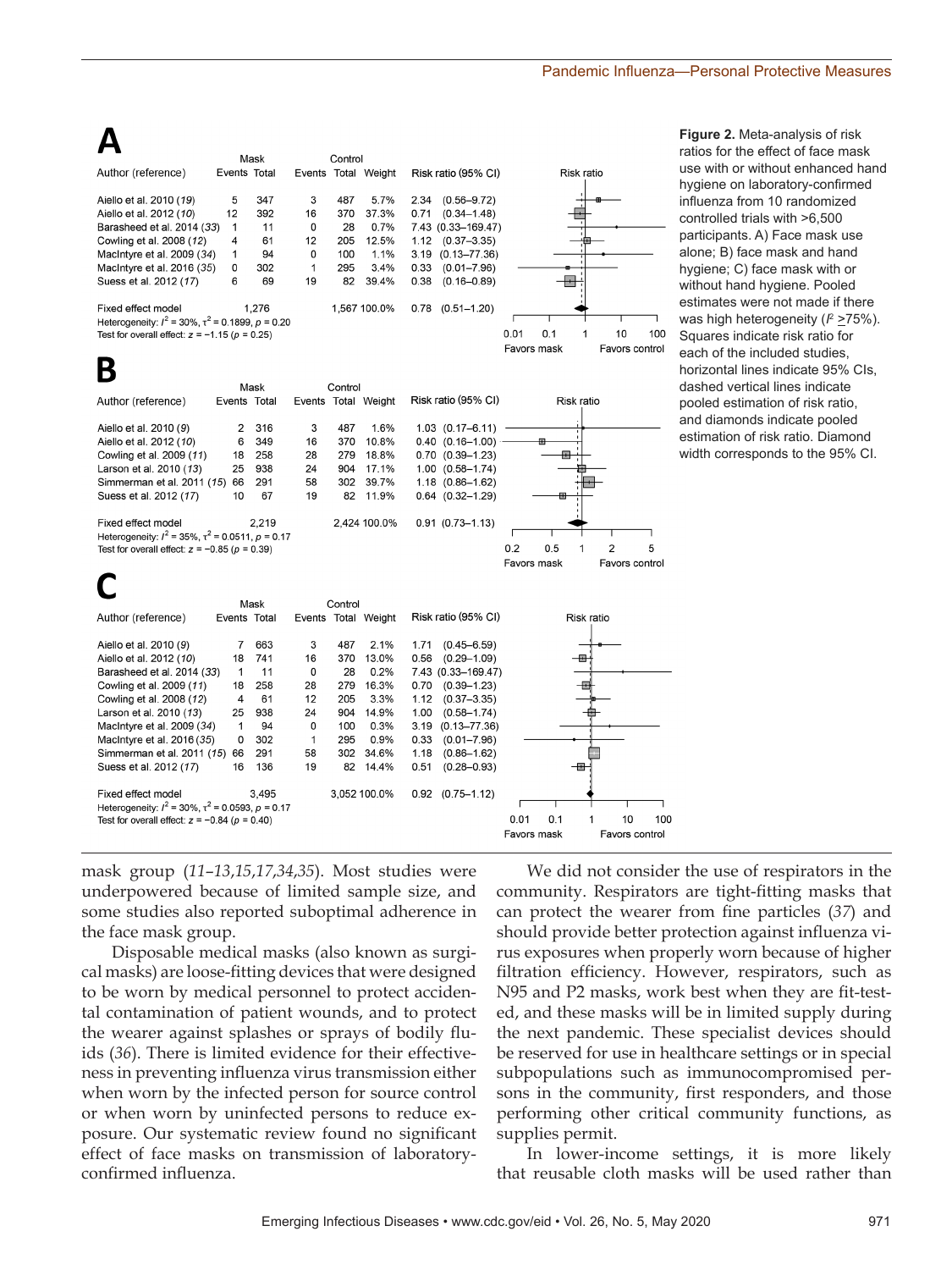**A**

| Author (reference) | Mask Events | Mask Total | Control Events | Control Total | Weight | Risk ratio (95% CI) |
|---|---|---|---|---|---|---|
| Aiello et al. 2010 (*19*) | 5 | 347 | 3 | 487 | 5.7% | 2.34 (0.56–9.72) |
| Aiello et al. 2012 (*10*) | 12 | 392 | 16 | 370 | 37.3% | 0.71 (0.34–1.48) |
| Barasheed et al. 2014 (*33*) | 1 | 11 | 0 | 28 | 0.7% | 7.43 (0.33–169.47) |
| Cowling et al. 2008 (*12*) | 4 | 61 | 12 | 205 | 12.5% | 1.12 (0.37–3.35) |
| MacIntyre et al. 2009 (*34*) | 1 | 94 | 0 | 100 | 1.1% | 3.19 (0.13–77.36) |
| MacIntyre et al. 2016 (*35*) | 0 | 302 | 1 | 295 | 3.4% | 0.33 (0.01–7.96) |
| Suess et al. 2012 (*17*) | 6 | 69 | 19 | 82 | 39.4% | 0.38 (0.16–0.89) |
| Fixed effect model | | 1,276 | | 1,567 | 100.0% | 0.78 (0.51–1.20) |

Heterogeneity: $I^2 = 30\%$, $\tau^2 = 0.1899$, $p = 0.20$
Test for overall effect: $z = -1.15$ ($p = 0.25$)

**B**

| Author (reference) | Mask Events | Mask Total | Control Events | Control Total | Weight | Risk ratio (95% CI) |
|---|---|---|---|---|---|---|
| Aiello et al. 2010 (*9*) | 2 | 316 | 3 | 487 | 1.6% | 1.03 (0.17–6.11) |
| Aiello et al. 2012 (*10*) | 6 | 349 | 16 | 370 | 10.8% | 0.40 (0.16–1.00) |
| Cowling et al. 2009 (*11*) | 18 | 258 | 28 | 279 | 18.8% | 0.70 (0.39–1.23) |
| Larson et al. 2010 (*13*) | 25 | 938 | 24 | 904 | 17.1% | 1.00 (0.58–1.74) |
| Simmerman et al. 2011 (*15*) | 66 | 291 | 58 | 302 | 39.7% | 1.18 (0.86–1.62) |
| Suess et al. 2012 (*17*) | 10 | 67 | 19 | 82 | 11.9% | 0.64 (0.32–1.29) |
| Fixed effect model | | 2,219 | | 2,424 | 100.0% | 0.91 (0.73–1.13) |

Heterogeneity: $I^2 = 35\%$, $\tau^2 = 0.0511$, $p = 0.17$
Test for overall effect: $z = -0.85$ ($p = 0.39$)

**C**

| Author (reference) | Mask Events | Mask Total | Control Events | Control Total | Weight | Risk ratio (95% CI) |
|---|---|---|---|---|---|---|
| Aiello et al. 2010 (*9*) | 7 | 663 | 3 | 487 | 2.1% | 1.71 (0.45–6.59) |
| Aiello et al. 2012 (*10*) | 18 | 741 | 16 | 370 | 13.0% | 0.56 (0.29–1.09) |
| Barasheed et al. 2014 (*33*) | 1 | 11 | 0 | 28 | 0.2% | 7.43 (0.33–169.47) |
| Cowling et al. 2009 (*11*) | 18 | 258 | 28 | 279 | 16.3% | 0.70 (0.39–1.23) |
| Cowling et al. 2008 (*12*) | 4 | 61 | 12 | 205 | 3.3% | 1.12 (0.37–3.35) |
| Larson et al. 2010 (*13*) | 25 | 938 | 24 | 904 | 14.9% | 1.00 (0.58–1.74) |
| MacIntyre et al. 2009 (*34*) | 1 | 94 | 0 | 100 | 0.3% | 3.19 (0.13–77.36) |
| MacIntyre et al. 2016 (*35*) | 0 | 302 | 1 | 295 | 0.9% | 0.33 (0.01–7.96) |
| Simmerman et al. 2011 (*15*) | 66 | 291 | 58 | 302 | 34.6% | 1.18 (0.86–1.62) |
| Suess et al. 2012 (*17*) | 16 | 136 | 19 | 82 | 14.4% | 0.51 (0.28–0.93) |
| Fixed effect model | | 3,495 | | 3,052 | 100.0% | 0.92 (0.75–1.12) |

Heterogeneity: $I^2 = 30\%$, $\tau^2 = 0.0593$, $p = 0.17$
Test for overall effect: $z = -0.84$ ($p = 0.40$)

**Figure 2.** Meta-analysis of risk ratios for the effect of face mask use with or without enhanced hand hygiene on laboratory-confirmed influenza from 10 randomized controlled trials with >6,500 participants. A) Face mask use alone; B) face mask and hand hygiene; C) face mask with or without hand hygiene. Pooled estimates were not made if there was high heterogeneity ($I^2 \geq 75\%$). Squares indicate risk ratio for each of the included studies, horizontal lines indicate 95% CIs, dashed vertical lines indicate pooled estimation of risk ratio, and diamonds indicate pooled estimation of risk ratio. Diamond width corresponds to the 95% CI.

mask group (*11–13,15,17,34,35*). Most studies were underpowered because of limited sample size, and some studies also reported suboptimal adherence in the face mask group.

Disposable medical masks (also known as surgical masks) are loose-fitting devices that were designed to be worn by medical personnel to protect accidental contamination of patient wounds, and to protect the wearer against splashes or sprays of bodily fluids (*36*). There is limited evidence for their effectiveness in preventing influenza virus transmission either when worn by the infected person for source control or when worn by uninfected persons to reduce exposure. Our systematic review found no significant effect of face masks on transmission of laboratory-confirmed influenza.

We did not consider the use of respirators in the community. Respirators are tight-fitting masks that can protect the wearer from fine particles (*37*) and should provide better protection against influenza virus exposures when properly worn because of higher filtration efficiency. However, respirators, such as N95 and P2 masks, work best when they are fit-tested, and these masks will be in limited supply during the next pandemic. These specialist devices should be reserved for use in healthcare settings or in special subpopulations such as immunocompromised persons in the community, first responders, and those performing other critical community functions, as supplies permit.

In lower-income settings, it is more likely that reusable cloth masks will be used rather than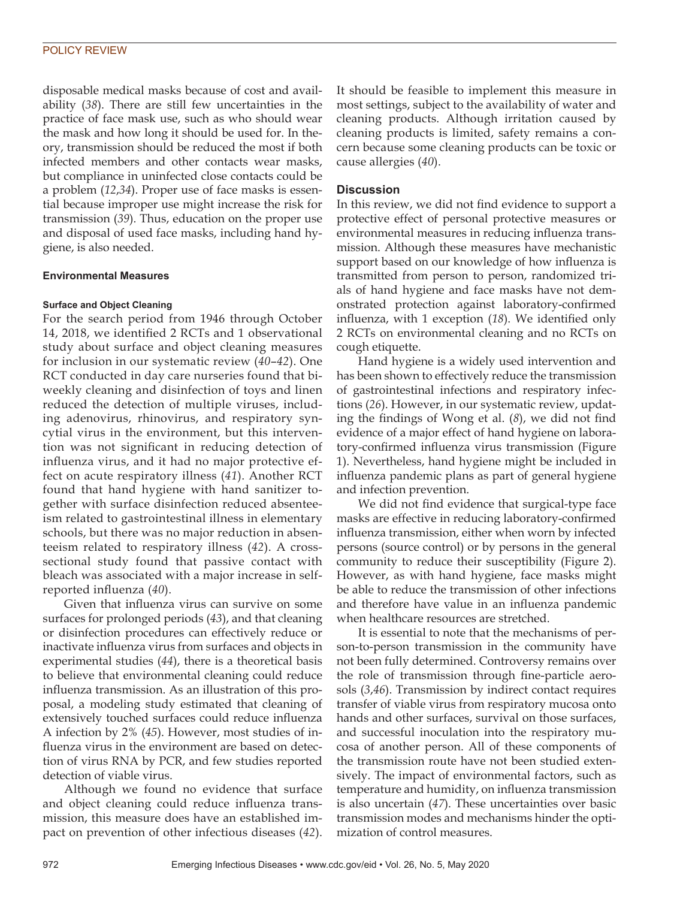disposable medical masks because of cost and availability (*38*). There are still few uncertainties in the practice of face mask use, such as who should wear the mask and how long it should be used for. In theory, transmission should be reduced the most if both infected members and other contacts wear masks, but compliance in uninfected close contacts could be a problem (*12*,*34*). Proper use of face masks is essential because improper use might increase the risk for transmission (*39*). Thus, education on the proper use and disposal of used face masks, including hand hygiene, is also needed.

### Environmental Measures

#### Surface and Object Cleaning

For the search period from 1946 through October 14, 2018, we identified 2 RCTs and 1 observational study about surface and object cleaning measures for inclusion in our systematic review (*40*–*42*). One RCT conducted in day care nurseries found that biweekly cleaning and disinfection of toys and linen reduced the detection of multiple viruses, including adenovirus, rhinovirus, and respiratory syncytial virus in the environment, but this intervention was not significant in reducing detection of influenza virus, and it had no major protective effect on acute respiratory illness (*41*). Another RCT found that hand hygiene with hand sanitizer together with surface disinfection reduced absenteeism related to gastrointestinal illness in elementary schools, but there was no major reduction in absenteeism related to respiratory illness (*42*). A cross-sectional study found that passive contact with bleach was associated with a major increase in self-reported influenza (*40*).

Given that influenza virus can survive on some surfaces for prolonged periods (*43*), and that cleaning or disinfection procedures can effectively reduce or inactivate influenza virus from surfaces and objects in experimental studies (*44*), there is a theoretical basis to believe that environmental cleaning could reduce influenza transmission. As an illustration of this proposal, a modeling study estimated that cleaning of extensively touched surfaces could reduce influenza A infection by 2% (*45*). However, most studies of influenza virus in the environment are based on detection of virus RNA by PCR, and few studies reported detection of viable virus.

Although we found no evidence that surface and object cleaning could reduce influenza transmission, this measure does have an established impact on prevention of other infectious diseases (*42*). It should be feasible to implement this measure in most settings, subject to the availability of water and cleaning products. Although irritation caused by cleaning products is limited, safety remains a concern because some cleaning products can be toxic or cause allergies (*40*).

### Discussion

In this review, we did not find evidence to support a protective effect of personal protective measures or environmental measures in reducing influenza transmission. Although these measures have mechanistic support based on our knowledge of how influenza is transmitted from person to person, randomized trials of hand hygiene and face masks have not demonstrated protection against laboratory-confirmed influenza, with 1 exception (*18*). We identified only 2 RCTs on environmental cleaning and no RCTs on cough etiquette.

Hand hygiene is a widely used intervention and has been shown to effectively reduce the transmission of gastrointestinal infections and respiratory infections (*26*). However, in our systematic review, updating the findings of Wong et al. (*8*), we did not find evidence of a major effect of hand hygiene on laboratory-confirmed influenza virus transmission (Figure 1). Nevertheless, hand hygiene might be included in influenza pandemic plans as part of general hygiene and infection prevention.

We did not find evidence that surgical-type face masks are effective in reducing laboratory-confirmed influenza transmission, either when worn by infected persons (source control) or by persons in the general community to reduce their susceptibility (Figure 2). However, as with hand hygiene, face masks might be able to reduce the transmission of other infections and therefore have value in an influenza pandemic when healthcare resources are stretched.

It is essential to note that the mechanisms of person-to-person transmission in the community have not been fully determined. Controversy remains over the role of transmission through fine-particle aerosols (*3*,*46*). Transmission by indirect contact requires transfer of viable virus from respiratory mucosa onto hands and other surfaces, survival on those surfaces, and successful inoculation into the respiratory mucosa of another person. All of these components of the transmission route have not been studied extensively. The impact of environmental factors, such as temperature and humidity, on influenza transmission is also uncertain (*47*). These uncertainties over basic transmission modes and mechanisms hinder the optimization of control measures.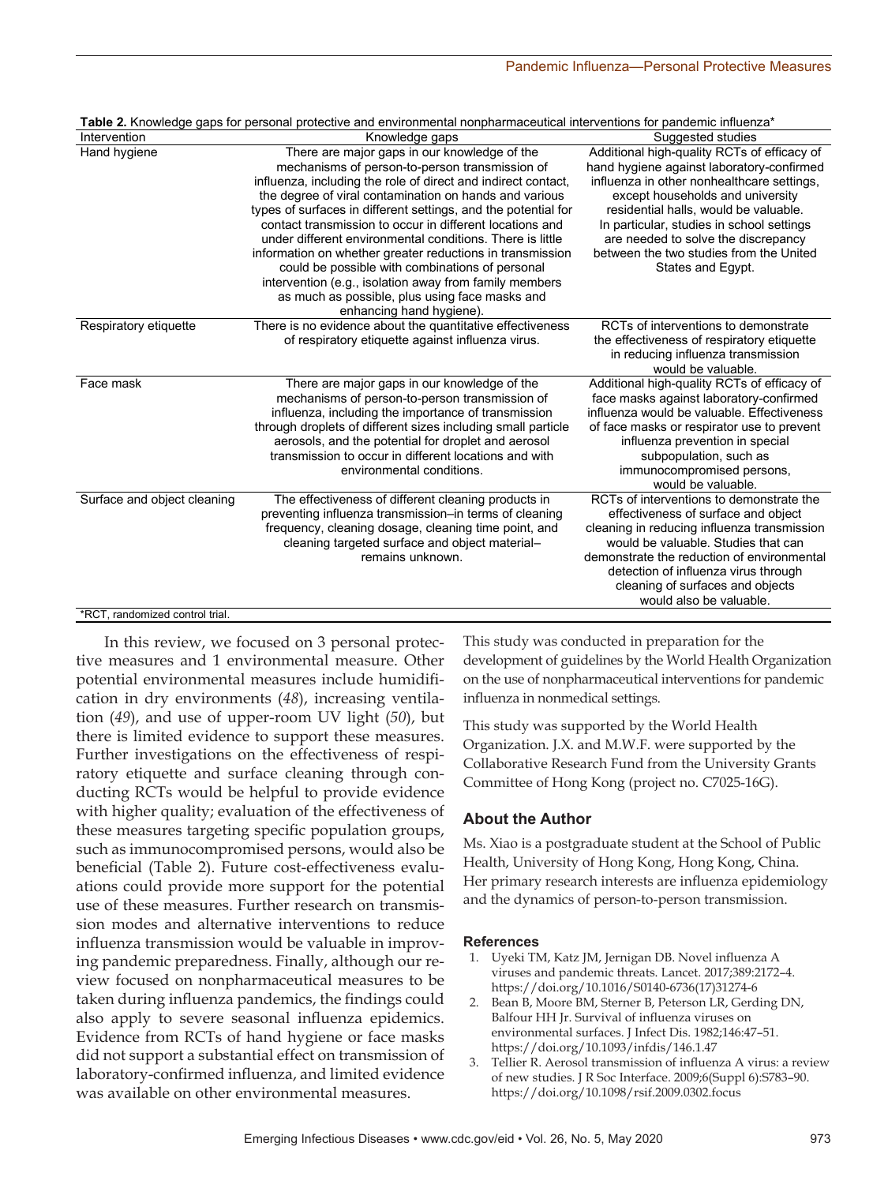**Table 2.** Knowledge gaps for personal protective and environmental nonpharmaceutical interventions for pandemic influenza*

| Intervention | Knowledge gaps | Suggested studies |
| --- | --- | --- |
| Hand hygiene | There are major gaps in our knowledge of the mechanisms of person-to-person transmission of influenza, including the role of direct and indirect contact, the degree of viral contamination on hands and various types of surfaces in different settings, and the potential for contact transmission to occur in different locations and under different environmental conditions. There is little information on whether greater reductions in transmission could be possible with combinations of personal intervention (e.g., isolation away from family members as much as possible, plus using face masks and enhancing hand hygiene). | Additional high-quality RCTs of efficacy of hand hygiene against laboratory-confirmed influenza in other nonhealthcare settings, except households and university residential halls, would be valuable. In particular, studies in school settings are needed to solve the discrepancy between the two studies from the United States and Egypt. |
| Respiratory etiquette | There is no evidence about the quantitative effectiveness of respiratory etiquette against influenza virus. | RCTs of interventions to demonstrate the effectiveness of respiratory etiquette in reducing influenza transmission would be valuable. |
| Face mask | There are major gaps in our knowledge of the mechanisms of person-to-person transmission of influenza, including the importance of transmission through droplets of different sizes including small particle aerosols, and the potential for droplet and aerosol transmission to occur in different locations and with environmental conditions. | Additional high-quality RCTs of efficacy of face masks against laboratory-confirmed influenza would be valuable. Effectiveness of face masks or respirator use to prevent influenza prevention in special subpopulation, such as immunocompromised persons, would be valuable. |
| Surface and object cleaning | The effectiveness of different cleaning products in preventing influenza transmission–in terms of cleaning frequency, cleaning dosage, cleaning time point, and cleaning targeted surface and object material–remains unknown. | RCTs of interventions to demonstrate the effectiveness of surface and object cleaning in reducing influenza transmission would be valuable. Studies that can demonstrate the reduction of environmental detection of influenza virus through cleaning of surfaces and objects would also be valuable. |

*RCT, randomized control trial.

In this review, we focused on 3 personal protective measures and 1 environmental measure. Other potential environmental measures include humidification in dry environments (*48*), increasing ventilation (*49*), and use of upper-room UV light (*50*), but there is limited evidence to support these measures. Further investigations on the effectiveness of respiratory etiquette and surface cleaning through conducting RCTs would be helpful to provide evidence with higher quality; evaluation of the effectiveness of these measures targeting specific population groups, such as immunocompromised persons, would also be beneficial (Table 2). Future cost-effectiveness evaluations could provide more support for the potential use of these measures. Further research on transmission modes and alternative interventions to reduce influenza transmission would be valuable in improving pandemic preparedness. Finally, although our review focused on nonpharmaceutical measures to be taken during influenza pandemics, the findings could also apply to severe seasonal influenza epidemics. Evidence from RCTs of hand hygiene or face masks did not support a substantial effect on transmission of laboratory-confirmed influenza, and limited evidence was available on other environmental measures.

This study was conducted in preparation for the development of guidelines by the World Health Organization on the use of nonpharmaceutical interventions for pandemic influenza in nonmedical settings.

This study was supported by the World Health Organization. J.X. and M.W.F. were supported by the Collaborative Research Fund from the University Grants Committee of Hong Kong (project no. C7025-16G).

## About the Author

Ms. Xiao is a postgraduate student at the School of Public Health, University of Hong Kong, Hong Kong, China. Her primary research interests are influenza epidemiology and the dynamics of person-to-person transmission.

## References

1. Uyeki TM, Katz JM, Jernigan DB. Novel influenza A viruses and pandemic threats. Lancet. 2017;389:2172–4. https://doi.org/10.1016/S0140-6736(17)31274-6
2. Bean B, Moore BM, Sterner B, Peterson LR, Gerding DN, Balfour HH Jr. Survival of influenza viruses on environmental surfaces. J Infect Dis. 1982;146:47–51. https://doi.org/10.1093/infdis/146.1.47
3. Tellier R. Aerosol transmission of influenza A virus: a review of new studies. J R Soc Interface. 2009;6(Suppl 6):S783–90. https://doi.org/10.1098/rsif.2009.0302.focus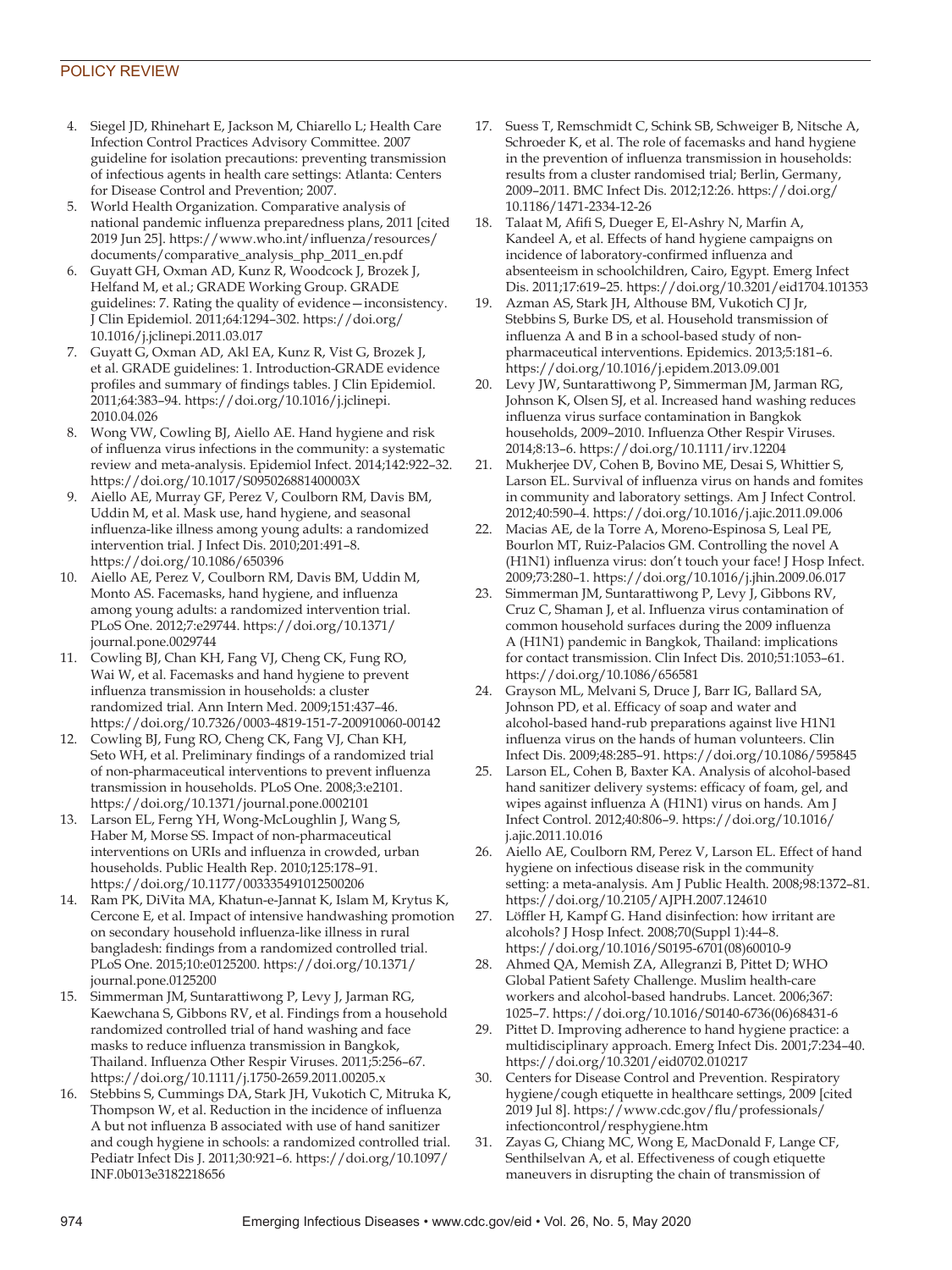4. Siegel JD, Rhinehart E, Jackson M, Chiarello L; Health Care Infection Control Practices Advisory Committee. 2007 guideline for isolation precautions: preventing transmission of infectious agents in health care settings: Atlanta: Centers for Disease Control and Prevention; 2007.
5. World Health Organization. Comparative analysis of national pandemic influenza preparedness plans, 2011 [cited 2019 Jun 25]. https://www.who.int/influenza/resources/documents/comparative_analysis_php_2011_en.pdf
6. Guyatt GH, Oxman AD, Kunz R, Woodcock J, Brozek J, Helfand M, et al.; GRADE Working Group. GRADE guidelines: 7. Rating the quality of evidence—inconsistency. J Clin Epidemiol. 2011;64:1294–302. https://doi.org/10.1016/j.jclinepi.2011.03.017
7. Guyatt G, Oxman AD, Akl EA, Kunz R, Vist G, Brozek J, et al. GRADE guidelines: 1. Introduction-GRADE evidence profiles and summary of findings tables. J Clin Epidemiol. 2011;64:383–94. https://doi.org/10.1016/j.jclinepi.2010.04.026
8. Wong VW, Cowling BJ, Aiello AE. Hand hygiene and risk of influenza virus infections in the community: a systematic review and meta-analysis. Epidemiol Infect. 2014;142:922–32. https://doi.org/10.1017/S095026881400003X
9. Aiello AE, Murray GF, Perez V, Coulborn RM, Davis BM, Uddin M, et al. Mask use, hand hygiene, and seasonal influenza-like illness among young adults: a randomized intervention trial. J Infect Dis. 2010;201:491–8. https://doi.org/10.1086/650396
10. Aiello AE, Perez V, Coulborn RM, Davis BM, Uddin M, Monto AS. Facemasks, hand hygiene, and influenza among young adults: a randomized intervention trial. PLoS One. 2012;7:e29744. https://doi.org/10.1371/journal.pone.0029744
11. Cowling BJ, Chan KH, Fang VJ, Cheng CK, Fung RO, Wai W, et al. Facemasks and hand hygiene to prevent influenza transmission in households: a cluster randomized trial. Ann Intern Med. 2009;151:437–46. https://doi.org/10.7326/0003-4819-151-7-200910060-00142
12. Cowling BJ, Fung RO, Cheng CK, Fang VJ, Chan KH, Seto WH, et al. Preliminary findings of a randomized trial of non-pharmaceutical interventions to prevent influenza transmission in households. PLoS One. 2008;3:e2101. https://doi.org/10.1371/journal.pone.0002101
13. Larson EL, Ferng YH, Wong-McLoughlin J, Wang S, Haber M, Morse SS. Impact of non-pharmaceutical interventions on URIs and influenza in crowded, urban households. Public Health Rep. 2010;125:178–91. https://doi.org/10.1177/003335491012500206
14. Ram PK, DiVita MA, Khatun-e-Jannat K, Islam M, Krytus K, Cercone E, et al. Impact of intensive handwashing promotion on secondary household influenza-like illness in rural bangladesh: findings from a randomized controlled trial. PLoS One. 2015;10:e0125200. https://doi.org/10.1371/journal.pone.0125200
15. Simmerman JM, Suntarattiwong P, Levy J, Jarman RG, Kaewchana S, Gibbons RV, et al. Findings from a household randomized controlled trial of hand washing and face masks to reduce influenza transmission in Bangkok, Thailand. Influenza Other Respir Viruses. 2011;5:256–67. https://doi.org/10.1111/j.1750-2659.2011.00205.x
16. Stebbins S, Cummings DA, Stark JH, Vukotich C, Mitruka K, Thompson W, et al. Reduction in the incidence of influenza A but not influenza B associated with use of hand sanitizer and cough hygiene in schools: a randomized controlled trial. Pediatr Infect Dis J. 2011;30:921–6. https://doi.org/10.1097/INF.0b013e3182218656
17. Suess T, Remschmidt C, Schink SB, Schweiger B, Nitsche A, Schroeder K, et al. The role of facemasks and hand hygiene in the prevention of influenza transmission in households: results from a cluster randomised trial; Berlin, Germany, 2009–2011. BMC Infect Dis. 2012;12:26. https://doi.org/10.1186/1471-2334-12-26
18. Talaat M, Afifi S, Dueger E, El-Ashry N, Marfin A, Kandeel A, et al. Effects of hand hygiene campaigns on incidence of laboratory-confirmed influenza and absenteeism in schoolchildren, Cairo, Egypt. Emerg Infect Dis. 2011;17:619–25. https://doi.org/10.3201/eid1704.101353
19. Azman AS, Stark JH, Althouse BM, Vukotich CJ Jr, Stebbins S, Burke DS, et al. Household transmission of influenza A and B in a school-based study of non-pharmaceutical interventions. Epidemics. 2013;5:181–6. https://doi.org/10.1016/j.epidem.2013.09.001
20. Levy JW, Suntarattiwong P, Simmerman JM, Jarman RG, Johnson K, Olsen SJ, et al. Increased hand washing reduces influenza virus surface contamination in Bangkok households, 2009–2010. Influenza Other Respir Viruses. 2014;8:13–6. https://doi.org/10.1111/irv.12204
21. Mukherjee DV, Cohen B, Bovino ME, Desai S, Whittier S, Larson EL. Survival of influenza virus on hands and fomites in community and laboratory settings. Am J Infect Control. 2012;40:590–4. https://doi.org/10.1016/j.ajic.2011.09.006
22. Macias AE, de la Torre A, Moreno-Espinosa S, Leal PE, Bourlon MT, Ruiz-Palacios GM. Controlling the novel A (H1N1) influenza virus: don't touch your face! J Hosp Infect. 2009;73:280–1. https://doi.org/10.1016/j.jhin.2009.06.017
23. Simmerman JM, Suntarattiwong P, Levy J, Gibbons RV, Cruz C, Shaman J, et al. Influenza virus contamination of common household surfaces during the 2009 influenza A (H1N1) pandemic in Bangkok, Thailand: implications for contact transmission. Clin Infect Dis. 2010;51:1053–61. https://doi.org/10.1086/656581
24. Grayson ML, Melvani S, Druce J, Barr IG, Ballard SA, Johnson PD, et al. Efficacy of soap and water and alcohol-based hand-rub preparations against live H1N1 influenza virus on the hands of human volunteers. Clin Infect Dis. 2009;48:285–91. https://doi.org/10.1086/595845
25. Larson EL, Cohen B, Baxter KA. Analysis of alcohol-based hand sanitizer delivery systems: efficacy of foam, gel, and wipes against influenza A (H1N1) virus on hands. Am J Infect Control. 2012;40:806–9. https://doi.org/10.1016/j.ajic.2011.10.016
26. Aiello AE, Coulborn RM, Perez V, Larson EL. Effect of hand hygiene on infectious disease risk in the community setting: a meta-analysis. Am J Public Health. 2008;98:1372–81. https://doi.org/10.2105/AJPH.2007.124610
27. Löffler H, Kampf G. Hand disinfection: how irritant are alcohols? J Hosp Infect. 2008;70(Suppl 1):44–8. https://doi.org/10.1016/S0195-6701(08)60010-9
28. Ahmed QA, Memish ZA, Allegranzi B, Pittet D; WHO Global Patient Safety Challenge. Muslim health-care workers and alcohol-based handrubs. Lancet. 2006;367:1025–7. https://doi.org/10.1016/S0140-6736(06)68431-6
29. Pittet D. Improving adherence to hand hygiene practice: a multidisciplinary approach. Emerg Infect Dis. 2001;7:234–40. https://doi.org/10.3201/eid0702.010217
30. Centers for Disease Control and Prevention. Respiratory hygiene/cough etiquette in healthcare settings, 2009 [cited 2019 Jul 8]. https://www.cdc.gov/flu/professionals/infectioncontrol/resphygiene.htm
31. Zayas G, Chiang MC, Wong E, MacDonald F, Lange CF, Senthilselvan A, et al. Effectiveness of cough etiquette maneuvers in disrupting the chain of transmission of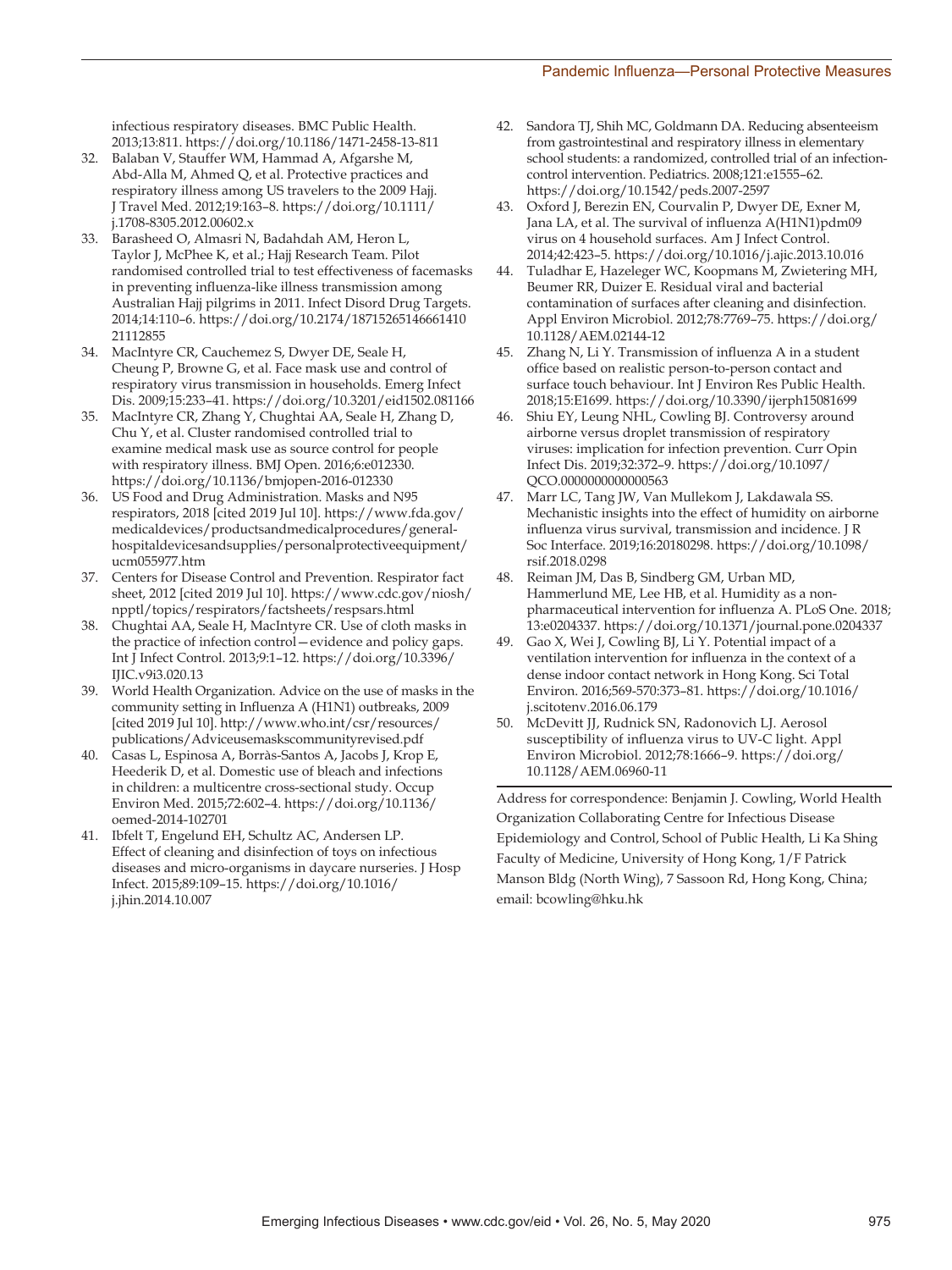infectious respiratory diseases. BMC Public Health. 2013;13:811. https://doi.org/10.1186/1471-2458-13-811

32. Balaban V, Stauffer WM, Hammad A, Afgarshe M, Abd-Alla M, Ahmed Q, et al. Protective practices and respiratory illness among US travelers to the 2009 Hajj. J Travel Med. 2012;19:163–8. https://doi.org/10.1111/j.1708-8305.2012.00602.x
33. Barasheed O, Almasri N, Badahdah AM, Heron L, Taylor J, McPhee K, et al.; Hajj Research Team. Pilot randomised controlled trial to test effectiveness of facemasks in preventing influenza-like illness transmission among Australian Hajj pilgrims in 2011. Infect Disord Drug Targets. 2014;14:110–6. https://doi.org/10.2174/1871526514666141021112855
34. MacIntyre CR, Cauchemez S, Dwyer DE, Seale H, Cheung P, Browne G, et al. Face mask use and control of respiratory virus transmission in households. Emerg Infect Dis. 2009;15:233–41. https://doi.org/10.3201/eid1502.081166
35. MacIntyre CR, Zhang Y, Chughtai AA, Seale H, Zhang D, Chu Y, et al. Cluster randomised controlled trial to examine medical mask use as source control for people with respiratory illness. BMJ Open. 2016;6:e012330. https://doi.org/10.1136/bmjopen-2016-012330
36. US Food and Drug Administration. Masks and N95 respirators, 2018 [cited 2019 Jul 10]. https://www.fda.gov/medicaldevices/productsandmedicalprocedures/generalhospitaldevicesandsupplies/personalprotectiveequipment/ucm055977.htm
37. Centers for Disease Control and Prevention. Respirator fact sheet, 2012 [cited 2019 Jul 10]. https://www.cdc.gov/niosh/npptl/topics/respirators/factsheets/respsars.html
38. Chughtai AA, Seale H, MacIntyre CR. Use of cloth masks in the practice of infection control—evidence and policy gaps. Int J Infect Control. 2013;9:1–12. https://doi.org/10.3396/IJIC.v9i3.020.13
39. World Health Organization. Advice on the use of masks in the community setting in Influenza A (H1N1) outbreaks, 2009 [cited 2019 Jul 10]. http://www.who.int/csr/resources/publications/Adviceusemaskscommunityrevised.pdf
40. Casas L, Espinosa A, Borràs-Santos A, Jacobs J, Krop E, Heederik D, et al. Domestic use of bleach and infections in children: a multicentre cross-sectional study. Occup Environ Med. 2015;72:602–4. https://doi.org/10.1136/oemed-2014-102701
41. Ibfelt T, Engelund EH, Schultz AC, Andersen LP. Effect of cleaning and disinfection of toys on infectious diseases and micro-organisms in daycare nurseries. J Hosp Infect. 2015;89:109–15. https://doi.org/10.1016/j.jhin.2014.10.007
42. Sandora TJ, Shih MC, Goldmann DA. Reducing absenteeism from gastrointestinal and respiratory illness in elementary school students: a randomized, controlled trial of an infection-control intervention. Pediatrics. 2008;121:e1555–62. https://doi.org/10.1542/peds.2007-2597
43. Oxford J, Berezin EN, Courvalin P, Dwyer DE, Exner M, Jana LA, et al. The survival of influenza A(H1N1)pdm09 virus on 4 household surfaces. Am J Infect Control. 2014;42:423–5. https://doi.org/10.1016/j.ajic.2013.10.016
44. Tuladhar E, Hazeleger WC, Koopmans M, Zwietering MH, Beumer RR, Duizer E. Residual viral and bacterial contamination of surfaces after cleaning and disinfection. Appl Environ Microbiol. 2012;78:7769–75. https://doi.org/10.1128/AEM.02144-12
45. Zhang N, Li Y. Transmission of influenza A in a student office based on realistic person-to-person contact and surface touch behaviour. Int J Environ Res Public Health. 2018;15:E1699. https://doi.org/10.3390/ijerph15081699
46. Shiu EY, Leung NHL, Cowling BJ. Controversy around airborne versus droplet transmission of respiratory viruses: implication for infection prevention. Curr Opin Infect Dis. 2019;32:372–9. https://doi.org/10.1097/QCO.0000000000000563
47. Marr LC, Tang JW, Van Mullekom J, Lakdawala SS. Mechanistic insights into the effect of humidity on airborne influenza virus survival, transmission and incidence. J R Soc Interface. 2019;16:20180298. https://doi.org/10.1098/rsif.2018.0298
48. Reiman JM, Das B, Sindberg GM, Urban MD, Hammerlund ME, Lee HB, et al. Humidity as a non-pharmaceutical intervention for influenza A. PLoS One. 2018;13:e0204337. https://doi.org/10.1371/journal.pone.0204337
49. Gao X, Wei J, Cowling BJ, Li Y. Potential impact of a ventilation intervention for influenza in the context of a dense indoor contact network in Hong Kong. Sci Total Environ. 2016;569-570:373–81. https://doi.org/10.1016/j.scitotenv.2016.06.179
50. McDevitt JJ, Rudnick SN, Radonovich LJ. Aerosol susceptibility of influenza virus to UV-C light. Appl Environ Microbiol. 2012;78:1666–9. https://doi.org/10.1128/AEM.06960-11

Address for correspondence: Benjamin J. Cowling, World Health Organization Collaborating Centre for Infectious Disease Epidemiology and Control, School of Public Health, Li Ka Shing Faculty of Medicine, University of Hong Kong, 1/F Patrick Manson Bldg (North Wing), 7 Sassoon Rd, Hong Kong, China; email: bcowling@hku.hk